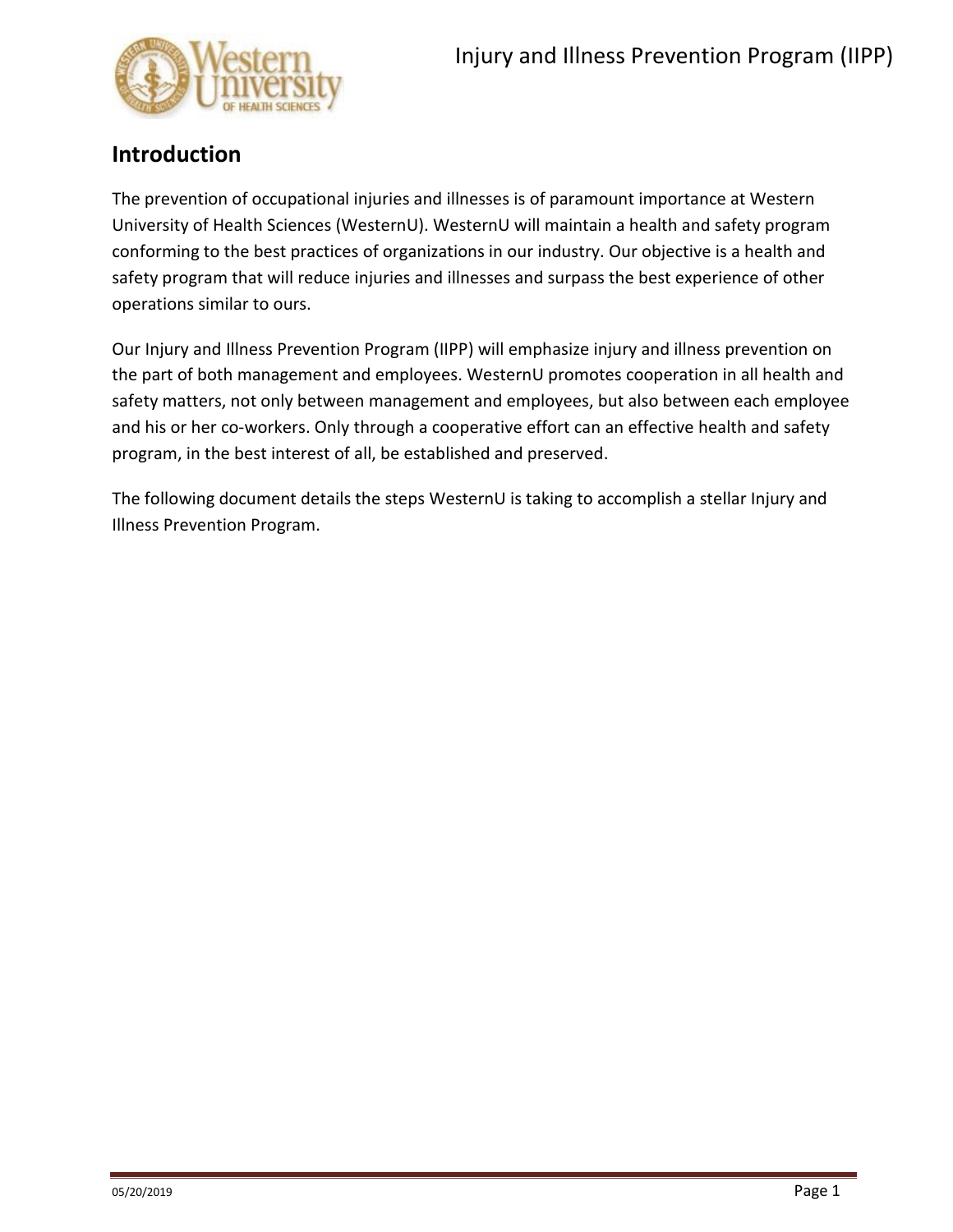## Introduction

The prevention of occupational injuries and illnesses is of paramount importance at Western University of Health Sciences (WesternU). WesternU will maintain a health and safety program conforming to the best practices of organizations in our industry. Our objective is a health and safety program that will reduce injuries and illnesses and surpass the best experience of other operations similar to ours.

Our Injury and Illness Prevention Program (IIPP) will emphasize injury and illness prevention on the part of both management and employees. WesternU promotes cooperation in all health and safety matters, not only between management and employees, but also between each employee and his or her co-workers. Only through a cooperative effort can an effective health and safety program, in the best interest of all, be established and preserved.

The following document details the steps WesternU is taking to accomplish a stellar Injury and Illness Prevention Program.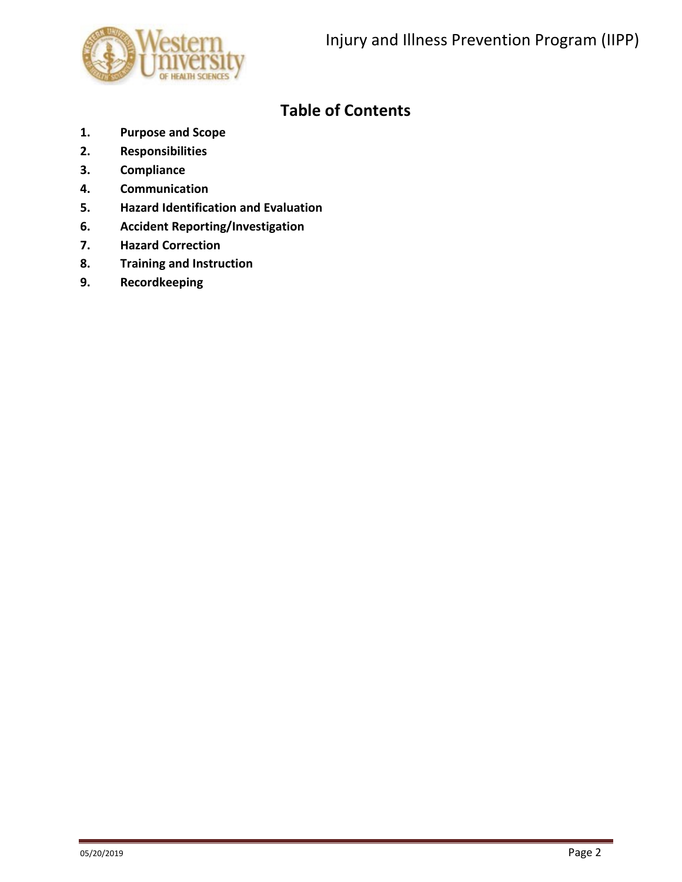# Table of Contents

1. **Purpose and Scope**
2. **Responsibilities**
3. **Compliance**
4. **Communication**
5. **Hazard Identification and Evaluation**
6. **Accident Reporting/Investigation**
7. **Hazard Correction**
8. **Training and Instruction**
9. **Recordkeeping**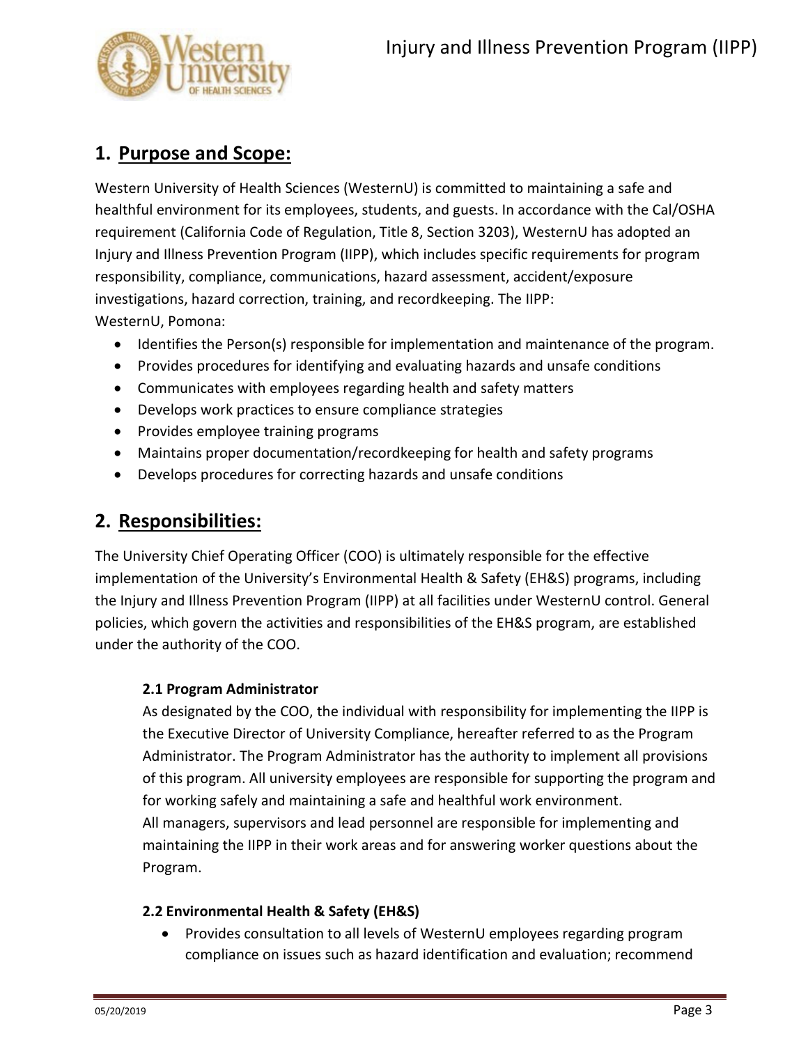## 1. Purpose and Scope:

Western University of Health Sciences (WesternU) is committed to maintaining a safe and healthful environment for its employees, students, and guests. In accordance with the Cal/OSHA requirement (California Code of Regulation, Title 8, Section 3203), WesternU has adopted an Injury and Illness Prevention Program (IIPP), which includes specific requirements for program responsibility, compliance, communications, hazard assessment, accident/exposure investigations, hazard correction, training, and recordkeeping. The IIPP:
WesternU, Pomona:

- Identifies the Person(s) responsible for implementation and maintenance of the program.
- Provides procedures for identifying and evaluating hazards and unsafe conditions
- Communicates with employees regarding health and safety matters
- Develops work practices to ensure compliance strategies
- Provides employee training programs
- Maintains proper documentation/recordkeeping for health and safety programs
- Develops procedures for correcting hazards and unsafe conditions

## 2. Responsibilities:

The University Chief Operating Officer (COO) is ultimately responsible for the effective implementation of the University's Environmental Health & Safety (EH&S) programs, including the Injury and Illness Prevention Program (IIPP) at all facilities under WesternU control. General policies, which govern the activities and responsibilities of the EH&S program, are established under the authority of the COO.

### 2.1 Program Administrator

As designated by the COO, the individual with responsibility for implementing the IIPP is the Executive Director of University Compliance, hereafter referred to as the Program Administrator. The Program Administrator has the authority to implement all provisions of this program. All university employees are responsible for supporting the program and for working safely and maintaining a safe and healthful work environment.
All managers, supervisors and lead personnel are responsible for implementing and maintaining the IIPP in their work areas and for answering worker questions about the Program.

### 2.2 Environmental Health & Safety (EH&S)

- Provides consultation to all levels of WesternU employees regarding program compliance on issues such as hazard identification and evaluation; recommend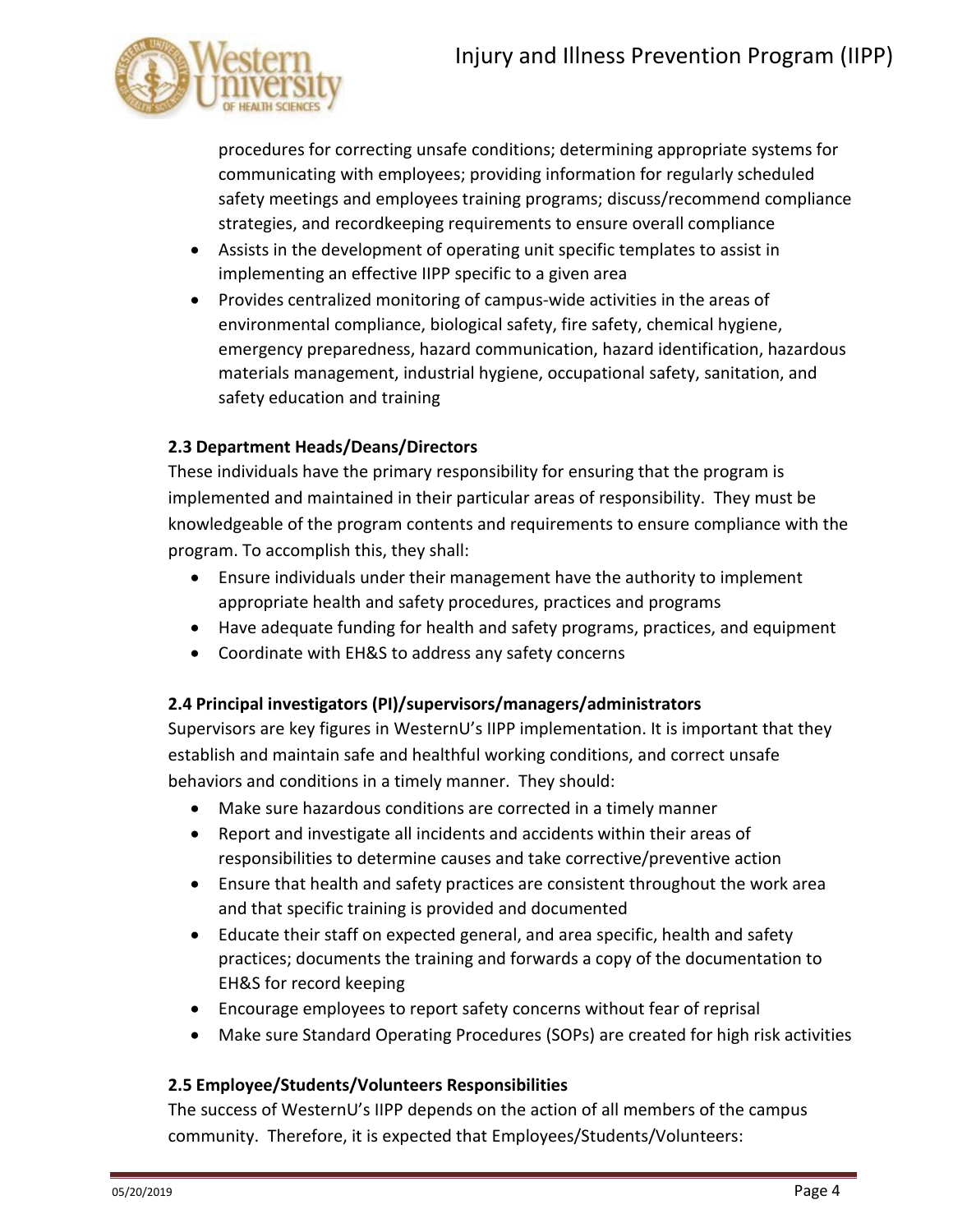procedures for correcting unsafe conditions; determining appropriate systems for communicating with employees; providing information for regularly scheduled safety meetings and employees training programs; discuss/recommend compliance strategies, and recordkeeping requirements to ensure overall compliance

- Assists in the development of operating unit specific templates to assist in implementing an effective IIPP specific to a given area
- Provides centralized monitoring of campus-wide activities in the areas of environmental compliance, biological safety, fire safety, chemical hygiene, emergency preparedness, hazard communication, hazard identification, hazardous materials management, industrial hygiene, occupational safety, sanitation, and safety education and training

### 2.3 Department Heads/Deans/Directors

These individuals have the primary responsibility for ensuring that the program is implemented and maintained in their particular areas of responsibility. They must be knowledgeable of the program contents and requirements to ensure compliance with the program. To accomplish this, they shall:

- Ensure individuals under their management have the authority to implement appropriate health and safety procedures, practices and programs
- Have adequate funding for health and safety programs, practices, and equipment
- Coordinate with EH&S to address any safety concerns

### 2.4 Principal investigators (PI)/supervisors/managers/administrators

Supervisors are key figures in WesternU's IIPP implementation. It is important that they establish and maintain safe and healthful working conditions, and correct unsafe behaviors and conditions in a timely manner. They should:

- Make sure hazardous conditions are corrected in a timely manner
- Report and investigate all incidents and accidents within their areas of responsibilities to determine causes and take corrective/preventive action
- Ensure that health and safety practices are consistent throughout the work area and that specific training is provided and documented
- Educate their staff on expected general, and area specific, health and safety practices; documents the training and forwards a copy of the documentation to EH&S for record keeping
- Encourage employees to report safety concerns without fear of reprisal
- Make sure Standard Operating Procedures (SOPs) are created for high risk activities

### 2.5 Employee/Students/Volunteers Responsibilities

The success of WesternU's IIPP depends on the action of all members of the campus community. Therefore, it is expected that Employees/Students/Volunteers: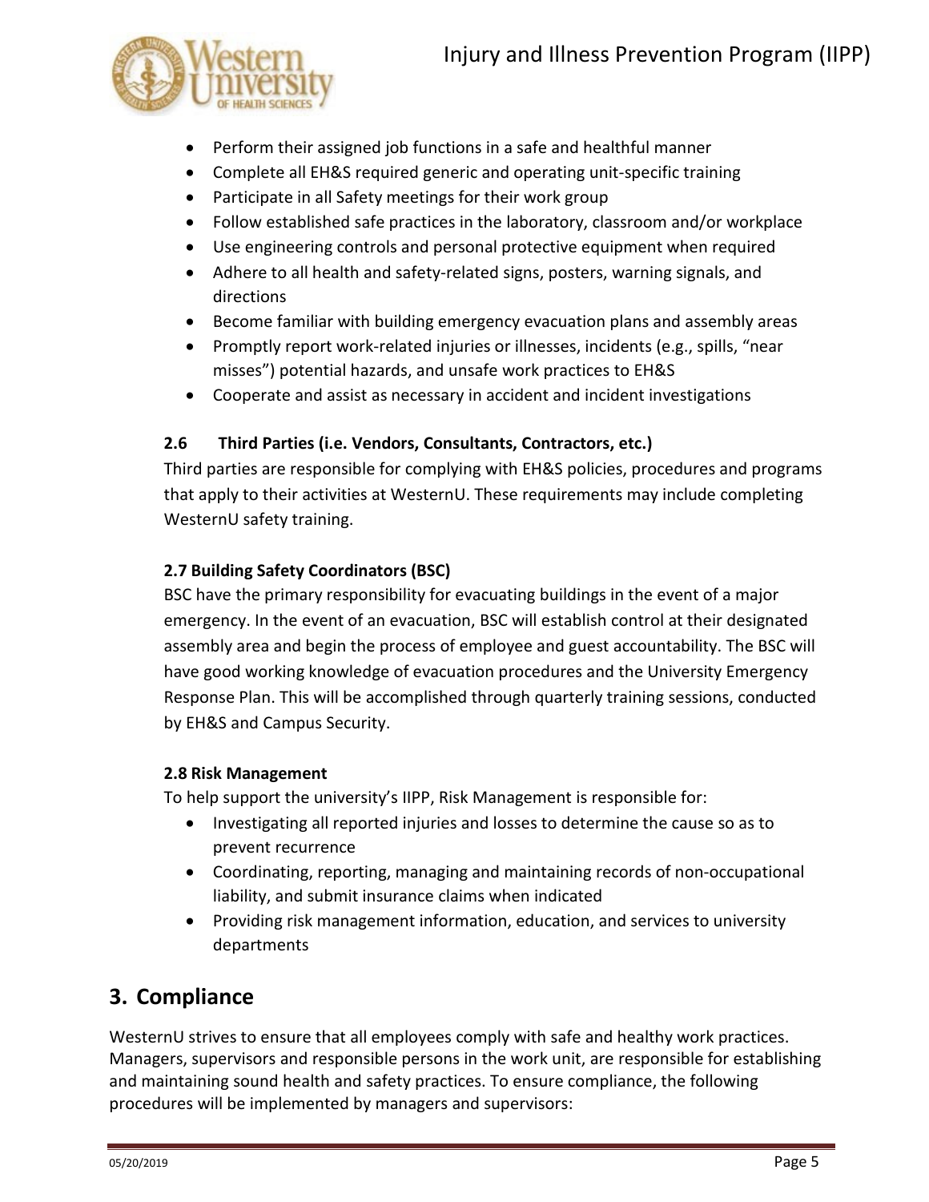- Perform their assigned job functions in a safe and healthful manner
- Complete all EH&S required generic and operating unit-specific training
- Participate in all Safety meetings for their work group
- Follow established safe practices in the laboratory, classroom and/or workplace
- Use engineering controls and personal protective equipment when required
- Adhere to all health and safety-related signs, posters, warning signals, and directions
- Become familiar with building emergency evacuation plans and assembly areas
- Promptly report work-related injuries or illnesses, incidents (e.g., spills, "near misses") potential hazards, and unsafe work practices to EH&S
- Cooperate and assist as necessary in accident and incident investigations

### 2.6 Third Parties (i.e. Vendors, Consultants, Contractors, etc.)

Third parties are responsible for complying with EH&S policies, procedures and programs that apply to their activities at WesternU. These requirements may include completing WesternU safety training.

### 2.7 Building Safety Coordinators (BSC)

BSC have the primary responsibility for evacuating buildings in the event of a major emergency. In the event of an evacuation, BSC will establish control at their designated assembly area and begin the process of employee and guest accountability. The BSC will have good working knowledge of evacuation procedures and the University Emergency Response Plan. This will be accomplished through quarterly training sessions, conducted by EH&S and Campus Security.

### 2.8 Risk Management

To help support the university's IIPP, Risk Management is responsible for:

- Investigating all reported injuries and losses to determine the cause so as to prevent recurrence
- Coordinating, reporting, managing and maintaining records of non-occupational liability, and submit insurance claims when indicated
- Providing risk management information, education, and services to university departments

## 3. Compliance

WesternU strives to ensure that all employees comply with safe and healthy work practices. Managers, supervisors and responsible persons in the work unit, are responsible for establishing and maintaining sound health and safety practices. To ensure compliance, the following procedures will be implemented by managers and supervisors: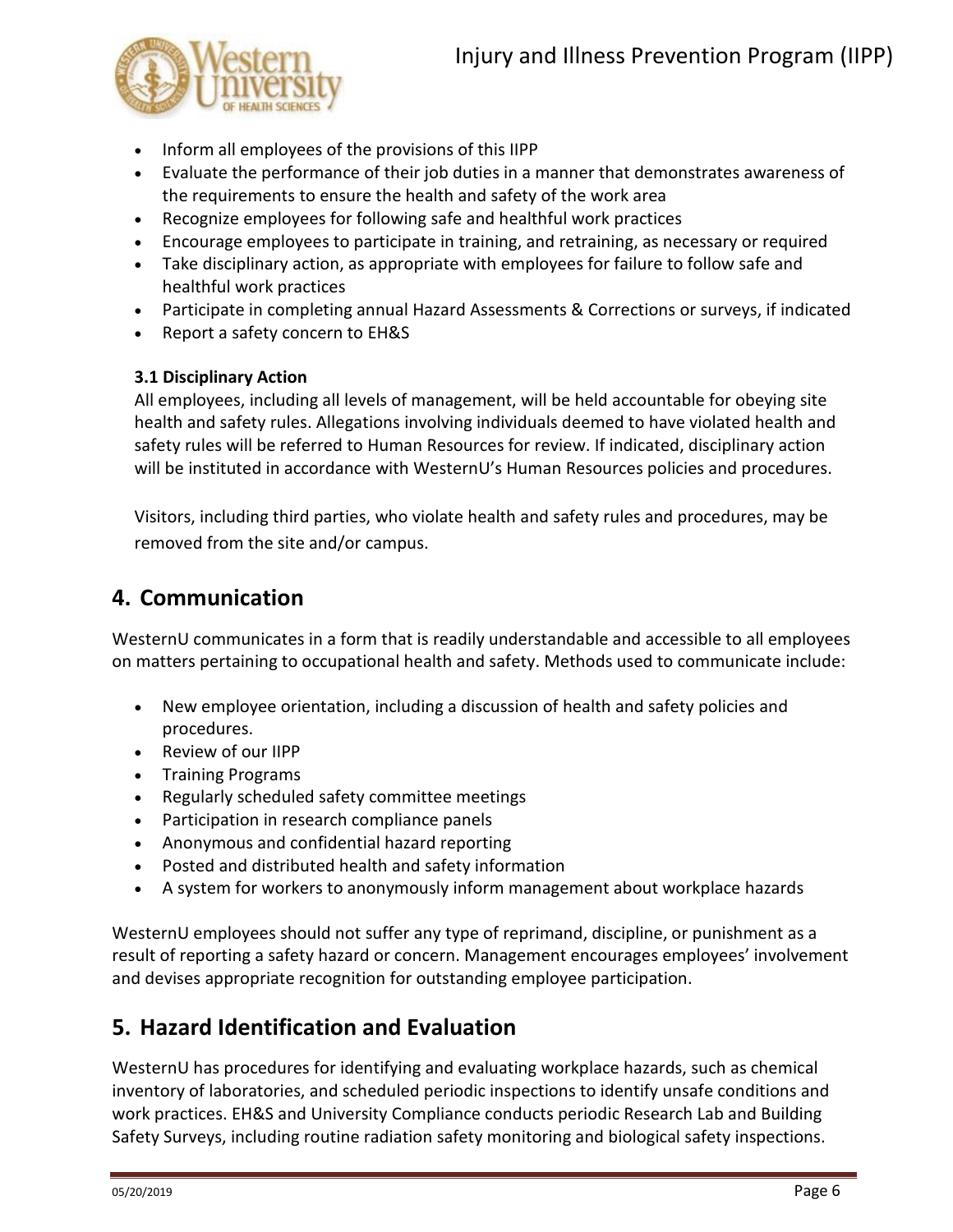- Inform all employees of the provisions of this IIPP
- Evaluate the performance of their job duties in a manner that demonstrates awareness of the requirements to ensure the health and safety of the work area
- Recognize employees for following safe and healthful work practices
- Encourage employees to participate in training, and retraining, as necessary or required
- Take disciplinary action, as appropriate with employees for failure to follow safe and healthful work practices
- Participate in completing annual Hazard Assessments & Corrections or surveys, if indicated
- Report a safety concern to EH&S

### 3.1 Disciplinary Action

All employees, including all levels of management, will be held accountable for obeying site health and safety rules. Allegations involving individuals deemed to have violated health and safety rules will be referred to Human Resources for review. If indicated, disciplinary action will be instituted in accordance with WesternU's Human Resources policies and procedures.

Visitors, including third parties, who violate health and safety rules and procedures, may be removed from the site and/or campus.

## 4. Communication

WesternU communicates in a form that is readily understandable and accessible to all employees on matters pertaining to occupational health and safety. Methods used to communicate include:

- New employee orientation, including a discussion of health and safety policies and procedures.
- Review of our IIPP
- Training Programs
- Regularly scheduled safety committee meetings
- Participation in research compliance panels
- Anonymous and confidential hazard reporting
- Posted and distributed health and safety information
- A system for workers to anonymously inform management about workplace hazards

WesternU employees should not suffer any type of reprimand, discipline, or punishment as a result of reporting a safety hazard or concern. Management encourages employees' involvement and devises appropriate recognition for outstanding employee participation.

## 5. Hazard Identification and Evaluation

WesternU has procedures for identifying and evaluating workplace hazards, such as chemical inventory of laboratories, and scheduled periodic inspections to identify unsafe conditions and work practices. EH&S and University Compliance conducts periodic Research Lab and Building Safety Surveys, including routine radiation safety monitoring and biological safety inspections.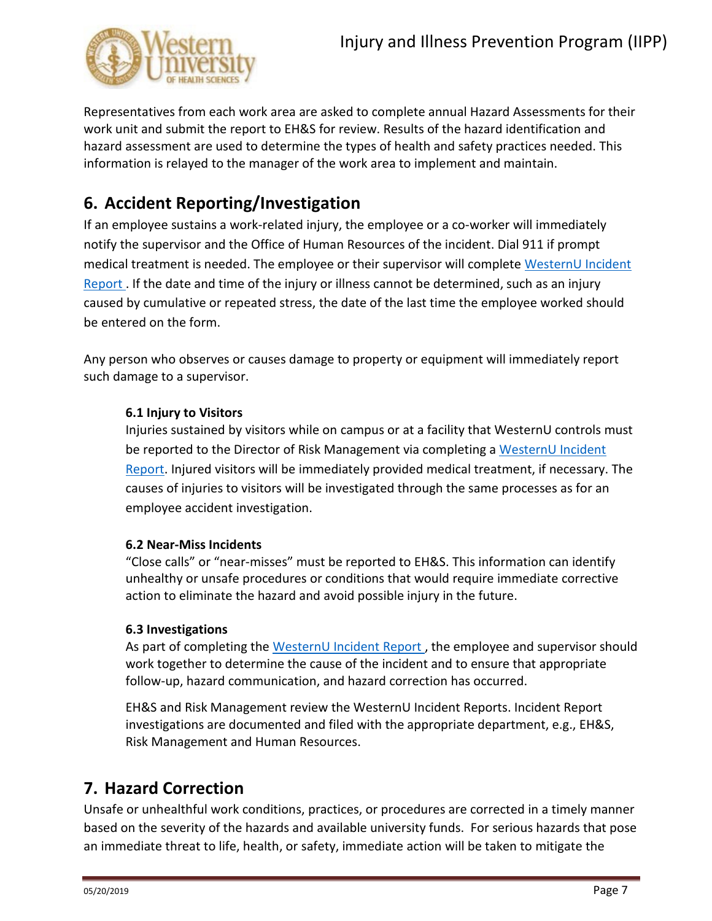Representatives from each work area are asked to complete annual Hazard Assessments for their work unit and submit the report to EH&S for review. Results of the hazard identification and hazard assessment are used to determine the types of health and safety practices needed. This information is relayed to the manager of the work area to implement and maintain.

## 6. Accident Reporting/Investigation

If an employee sustains a work-related injury, the employee or a co-worker will immediately notify the supervisor and the Office of Human Resources of the incident. Dial 911 if prompt medical treatment is needed. The employee or their supervisor will complete WesternU Incident Report . If the date and time of the injury or illness cannot be determined, such as an injury caused by cumulative or repeated stress, the date of the last time the employee worked should be entered on the form.

Any person who observes or causes damage to property or equipment will immediately report such damage to a supervisor.

### 6.1 Injury to Visitors

Injuries sustained by visitors while on campus or at a facility that WesternU controls must be reported to the Director of Risk Management via completing a WesternU Incident Report. Injured visitors will be immediately provided medical treatment, if necessary. The causes of injuries to visitors will be investigated through the same processes as for an employee accident investigation.

### 6.2 Near-Miss Incidents

"Close calls" or "near-misses" must be reported to EH&S. This information can identify unhealthy or unsafe procedures or conditions that would require immediate corrective action to eliminate the hazard and avoid possible injury in the future.

### 6.3 Investigations

As part of completing the WesternU Incident Report , the employee and supervisor should work together to determine the cause of the incident and to ensure that appropriate follow-up, hazard communication, and hazard correction has occurred.

EH&S and Risk Management review the WesternU Incident Reports. Incident Report investigations are documented and filed with the appropriate department, e.g., EH&S, Risk Management and Human Resources.

## 7. Hazard Correction

Unsafe or unhealthful work conditions, practices, or procedures are corrected in a timely manner based on the severity of the hazards and available university funds. For serious hazards that pose an immediate threat to life, health, or safety, immediate action will be taken to mitigate the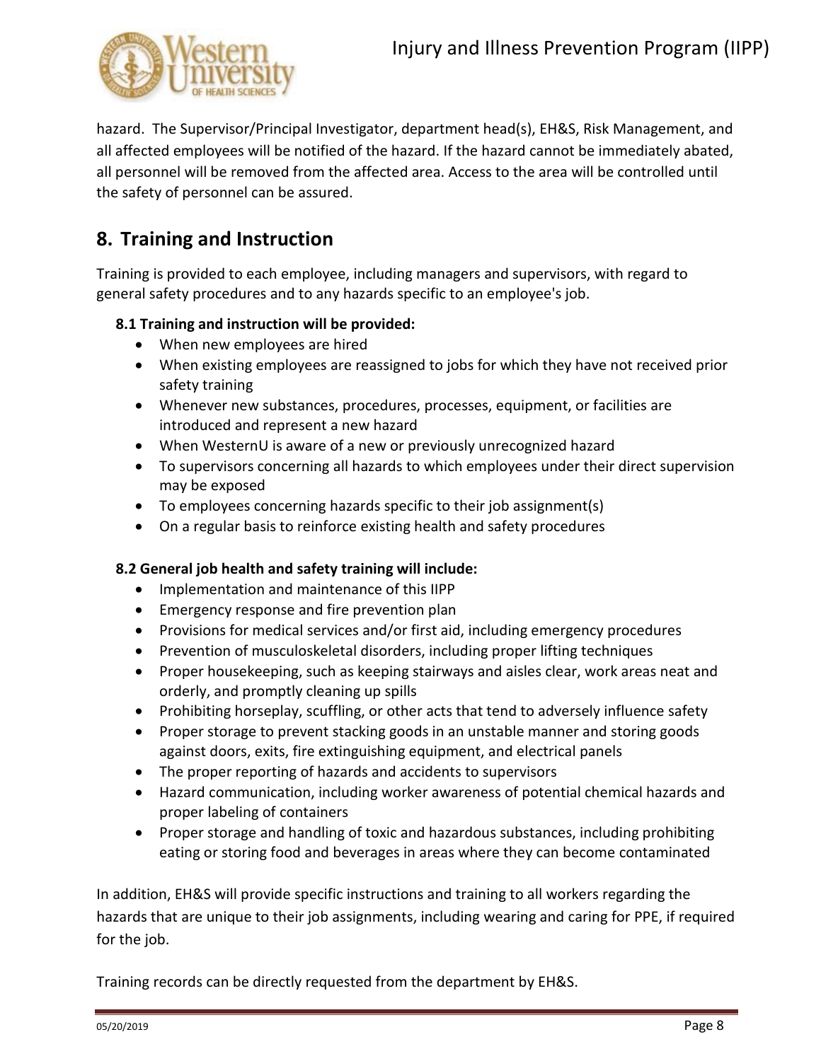hazard. The Supervisor/Principal Investigator, department head(s), EH&S, Risk Management, and all affected employees will be notified of the hazard. If the hazard cannot be immediately abated, all personnel will be removed from the affected area. Access to the area will be controlled until the safety of personnel can be assured.

## 8. Training and Instruction

Training is provided to each employee, including managers and supervisors, with regard to general safety procedures and to any hazards specific to an employee's job.

**8.1 Training and instruction will be provided:**

- When new employees are hired
- When existing employees are reassigned to jobs for which they have not received prior safety training
- Whenever new substances, procedures, processes, equipment, or facilities are introduced and represent a new hazard
- When WesternU is aware of a new or previously unrecognized hazard
- To supervisors concerning all hazards to which employees under their direct supervision may be exposed
- To employees concerning hazards specific to their job assignment(s)
- On a regular basis to reinforce existing health and safety procedures

**8.2 General job health and safety training will include:**

- Implementation and maintenance of this IIPP
- Emergency response and fire prevention plan
- Provisions for medical services and/or first aid, including emergency procedures
- Prevention of musculoskeletal disorders, including proper lifting techniques
- Proper housekeeping, such as keeping stairways and aisles clear, work areas neat and orderly, and promptly cleaning up spills
- Prohibiting horseplay, scuffling, or other acts that tend to adversely influence safety
- Proper storage to prevent stacking goods in an unstable manner and storing goods against doors, exits, fire extinguishing equipment, and electrical panels
- The proper reporting of hazards and accidents to supervisors
- Hazard communication, including worker awareness of potential chemical hazards and proper labeling of containers
- Proper storage and handling of toxic and hazardous substances, including prohibiting eating or storing food and beverages in areas where they can become contaminated

In addition, EH&S will provide specific instructions and training to all workers regarding the hazards that are unique to their job assignments, including wearing and caring for PPE, if required for the job.

Training records can be directly requested from the department by EH&S.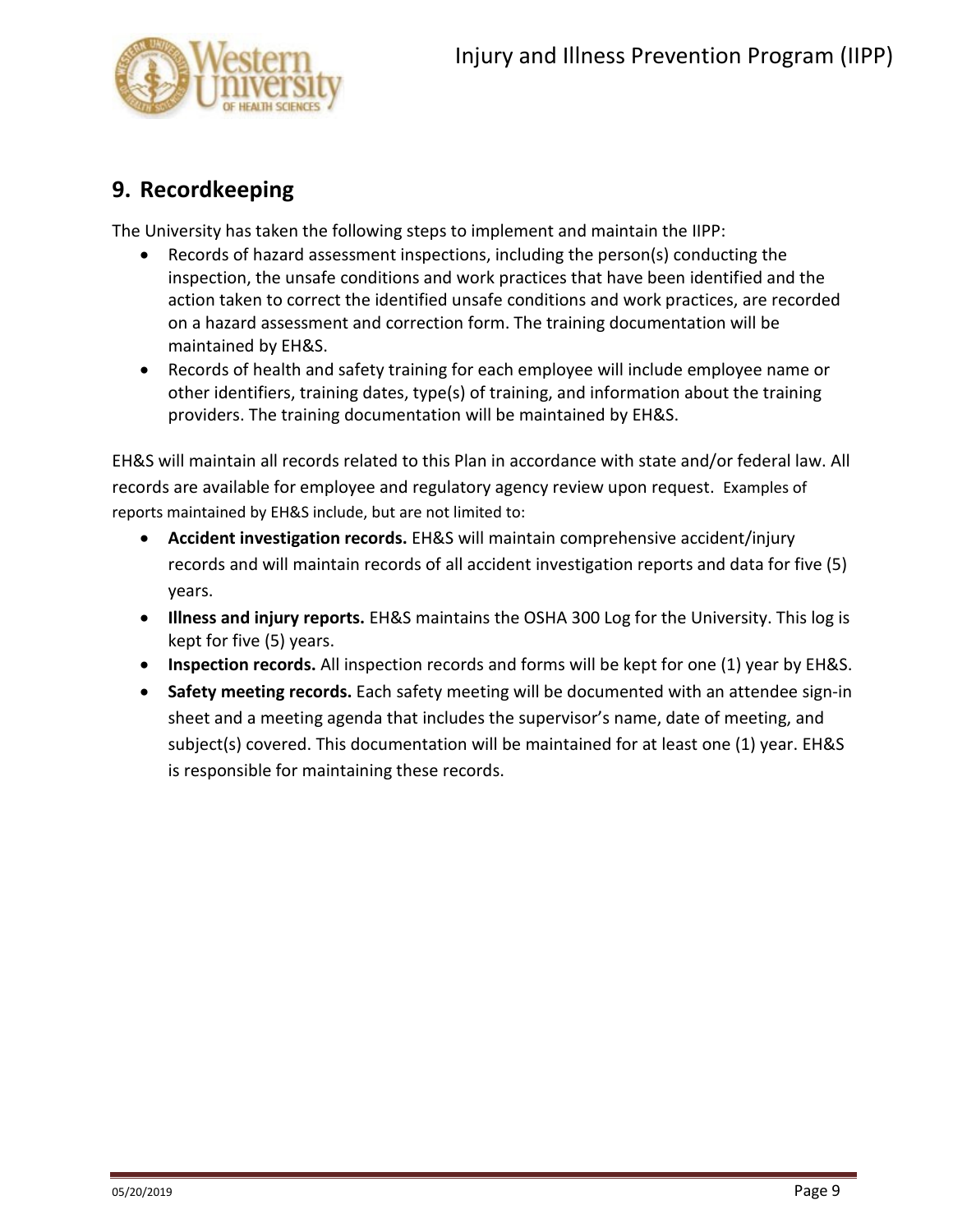## 9. Recordkeeping

The University has taken the following steps to implement and maintain the IIPP:

- Records of hazard assessment inspections, including the person(s) conducting the inspection, the unsafe conditions and work practices that have been identified and the action taken to correct the identified unsafe conditions and work practices, are recorded on a hazard assessment and correction form. The training documentation will be maintained by EH&S.
- Records of health and safety training for each employee will include employee name or other identifiers, training dates, type(s) of training, and information about the training providers. The training documentation will be maintained by EH&S.

EH&S will maintain all records related to this Plan in accordance with state and/or federal law. All records are available for employee and regulatory agency review upon request. Examples of reports maintained by EH&S include, but are not limited to:

- **Accident investigation records.** EH&S will maintain comprehensive accident/injury records and will maintain records of all accident investigation reports and data for five (5) years.
- **Illness and injury reports.** EH&S maintains the OSHA 300 Log for the University. This log is kept for five (5) years.
- **Inspection records.** All inspection records and forms will be kept for one (1) year by EH&S.
- **Safety meeting records.** Each safety meeting will be documented with an attendee sign-in sheet and a meeting agenda that includes the supervisor's name, date of meeting, and subject(s) covered. This documentation will be maintained for at least one (1) year. EH&S is responsible for maintaining these records.